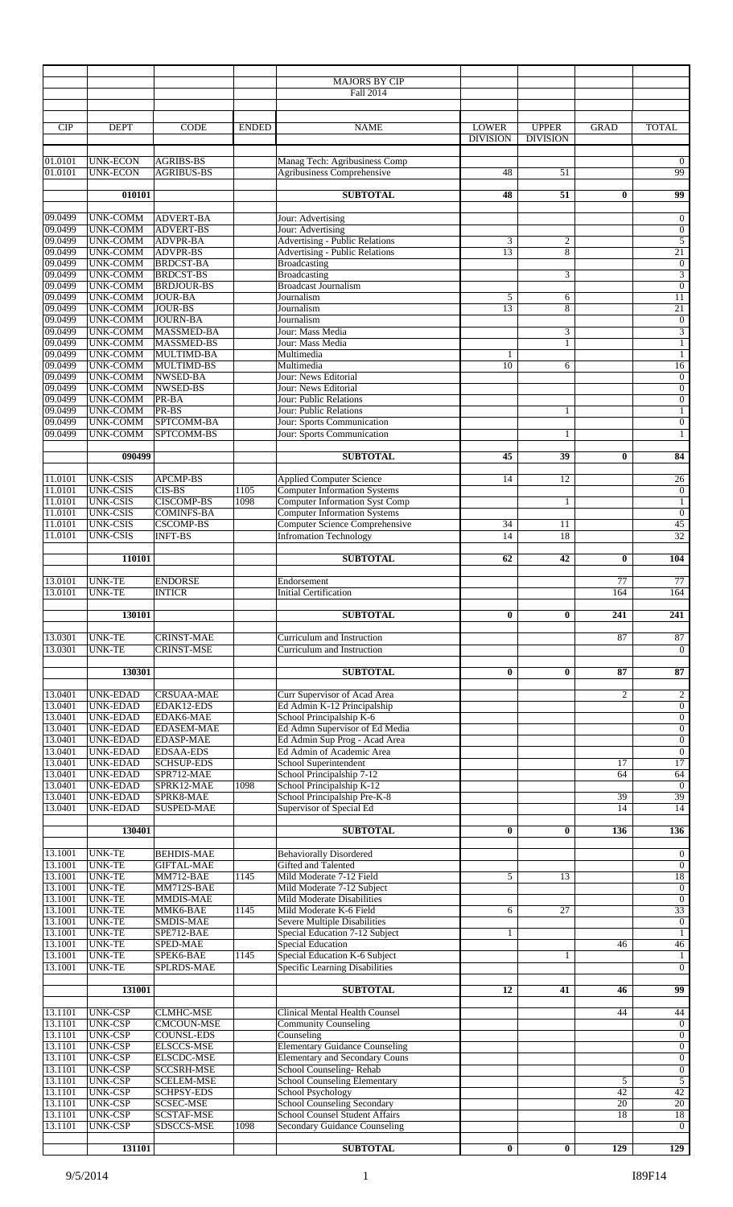# MAJORS BY CIP

## Fall 2014

| CIP | DEPT | CODE | ENDED | NAME | LOWER DIVISION | UPPER DIVISION | GRAD | TOTAL |
|---|---|---|---|---|---|---|---|---|
| 01.0101 | UNK-ECON | AGRIBS-BS | | Manag Tech: Agribusiness Comp | | | | 0 |
| 01.0101 | UNK-ECON | AGRIBUS-BS | | Agribusiness Comprehensive | 48 | 51 | | 99 |
| | **010101** | | | **SUBTOTAL** | **48** | **51** | **0** | **99** |
| 09.0499 | UNK-COMM | ADVERT-BA | | Jour: Advertising | | | | 0 |
| 09.0499 | UNK-COMM | ADVERT-BS | | Jour: Advertising | | | | 0 |
| 09.0499 | UNK-COMM | ADVPR-BA | | Advertising - Public Relations | 3 | 2 | | 5 |
| 09.0499 | UNK-COMM | ADVPR-BS | | Advertising - Public Relations | 13 | 8 | | 21 |
| 09.0499 | UNK-COMM | BRDCST-BA | | Broadcasting | | | | 0 |
| 09.0499 | UNK-COMM | BRDCST-BS | | Broadcasting | | 3 | | 3 |
| 09.0499 | UNK-COMM | BRDJOUR-BS | | Broadcast Journalism | | | | 0 |
| 09.0499 | UNK-COMM | JOUR-BA | | Journalism | 5 | 6 | | 11 |
| 09.0499 | UNK-COMM | JOUR-BS | | Journalism | 13 | 8 | | 21 |
| 09.0499 | UNK-COMM | JOURN-BA | | Journalism | | | | 0 |
| 09.0499 | UNK-COMM | MASSMED-BA | | Jour: Mass Media | | 3 | | 3 |
| 09.0499 | UNK-COMM | MASSMED-BS | | Jour: Mass Media | | 1 | | 1 |
| 09.0499 | UNK-COMM | MULTIMD-BA | | Multimedia | 1 | | | 1 |
| 09.0499 | UNK-COMM | MULTIMD-BS | | Multimedia | 10 | 6 | | 16 |
| 09.0499 | UNK-COMM | NWSED-BA | | Jour: News Editorial | | | | 0 |
| 09.0499 | UNK-COMM | NWSED-BS | | Jour: News Editorial | | | | 0 |
| 09.0499 | UNK-COMM | PR-BA | | Jour: Public Relations | | | | 0 |
| 09.0499 | UNK-COMM | PR-BS | | Jour: Public Relations | | 1 | | 1 |
| 09.0499 | UNK-COMM | SPTCOMM-BA | | Jour: Sports Communication | | | | 0 |
| 09.0499 | UNK-COMM | SPTCOMM-BS | | Jour: Sports Communication | | 1 | | 1 |
| | **090499** | | | **SUBTOTAL** | **45** | **39** | **0** | **84** |
| 11.0101 | UNK-CSIS | APCMP-BS | | Applied Computer Science | 14 | 12 | | 26 |
| 11.0101 | UNK-CSIS | CIS-BS | 1105 | Computer Information Systems | | | | 0 |
| 11.0101 | UNK-CSIS | CISCOMP-BS | 1098 | Computer Information Syst Comp | | 1 | | 1 |
| 11.0101 | UNK-CSIS | COMINFS-BA | | Computer Information Systems | | | | 0 |
| 11.0101 | UNK-CSIS | CSCOMP-BS | | Computer Science Comprehensive | 34 | 11 | | 45 |
| 11.0101 | UNK-CSIS | INFT-BS | | Infromation Technology | 14 | 18 | | 32 |
| | **110101** | | | **SUBTOTAL** | **62** | **42** | **0** | **104** |
| 13.0101 | UNK-TE | ENDORSE | | Endorsement | | | 77 | 77 |
| 13.0101 | UNK-TE | INTICR | | Initial Certification | | | 164 | 164 |
| | **130101** | | | **SUBTOTAL** | **0** | **0** | **241** | **241** |
| 13.0301 | UNK-TE | CRINST-MAE | | Curriculum and Instruction | | | 87 | 87 |
| 13.0301 | UNK-TE | CRINST-MSE | | Curriculum and Instruction | | | | 0 |
| | **130301** | | | **SUBTOTAL** | **0** | **0** | **87** | **87** |
| 13.0401 | UNK-EDAD | CRSUAA-MAE | | Curr Supervisor of Acad Area | | | 2 | 2 |
| 13.0401 | UNK-EDAD | EDAK12-EDS | | Ed Admin K-12 Principalship | | | | 0 |
| 13.0401 | UNK-EDAD | EDAK6-MAE | | School Principalship K-6 | | | | 0 |
| 13.0401 | UNK-EDAD | EDASEM-MAE | | Ed Admn Supervisor of Ed Media | | | | 0 |
| 13.0401 | UNK-EDAD | EDASP-MAE | | Ed Admin Sup Prog - Acad Area | | | | 0 |
| 13.0401 | UNK-EDAD | EDSAA-EDS | | Ed Admin of Academic Area | | | | 0 |
| 13.0401 | UNK-EDAD | SCHSUP-EDS | | School Superintendent | | | 17 | 17 |
| 13.0401 | UNK-EDAD | SPR712-MAE | | School Principalship 7-12 | | | 64 | 64 |
| 13.0401 | UNK-EDAD | SPRK12-MAE | 1098 | School Principalship K-12 | | | | 0 |
| 13.0401 | UNK-EDAD | SPRK8-MAE | | School Principalship Pre-K-8 | | | 39 | 39 |
| 13.0401 | UNK-EDAD | SUSPED-MAE | | Supervisor of Special Ed | | | 14 | 14 |
| | **130401** | | | **SUBTOTAL** | **0** | **0** | **136** | **136** |
| 13.1001 | UNK-TE | BEHDIS-MAE | | Behaviorally Disordered | | | | 0 |
| 13.1001 | UNK-TE | GIFTAL-MAE | | Gifted and Talented | | | | 0 |
| 13.1001 | UNK-TE | MM712-BAE | 1145 | Mild Moderate 7-12 Field | 5 | 13 | | 18 |
| 13.1001 | UNK-TE | MM712S-BAE | | Mild Moderate 7-12 Subject | | | | 0 |
| 13.1001 | UNK-TE | MMDIS-MAE | | Mild Moderate Disabilities | | | | 0 |
| 13.1001 | UNK-TE | MMK6-BAE | 1145 | Mild Moderate K-6 Field | 6 | 27 | | 33 |
| 13.1001 | UNK-TE | SMDIS-MAE | | Severe Multiple Disabilities | | | | 0 |
| 13.1001 | UNK-TE | SPE712-BAE | | Special Education 7-12 Subject | 1 | | | 1 |
| 13.1001 | UNK-TE | SPED-MAE | | Special Education | | | 46 | 46 |
| 13.1001 | UNK-TE | SPEK6-BAE | 1145 | Special Education K-6 Subject | | 1 | | 1 |
| 13.1001 | UNK-TE | SPLRDS-MAE | | Specific Learning Disabilities | | | | 0 |
| | **131001** | | | **SUBTOTAL** | **12** | **41** | **46** | **99** |
| 13.1101 | UNK-CSP | CLMHC-MSE | | Clinical Mental Health Counsel | | | 44 | 44 |
| 13.1101 | UNK-CSP | CMCOUN-MSE | | Community Counseling | | | | 0 |
| 13.1101 | UNK-CSP | COUNSL-EDS | | Counseling | | | | 0 |
| 13.1101 | UNK-CSP | ELSCCS-MSE | | Elementary Guidance Counseling | | | | 0 |
| 13.1101 | UNK-CSP | ELSCDC-MSE | | Elementary and Secondary Couns | | | | 0 |
| 13.1101 | UNK-CSP | SCCSRH-MSE | | School Counseling- Rehab | | | | 0 |
| 13.1101 | UNK-CSP | SCELEM-MSE | | School Counseling Elementary | | | 5 | 5 |
| 13.1101 | UNK-CSP | SCHPSY-EDS | | School Psychology | | | 42 | 42 |
| 13.1101 | UNK-CSP | SCSEC-MSE | | School Counseling Secondary | | | 20 | 20 |
| 13.1101 | UNK-CSP | SCSTAF-MSE | | School Counsel Student Affairs | | | 18 | 18 |
| 13.1101 | UNK-CSP | SDSCCS-MSE | 1098 | Secondary Guidance Counseling | | | | 0 |
| | **131101** | | | **SUBTOTAL** | **0** | **0** | **129** | **129** |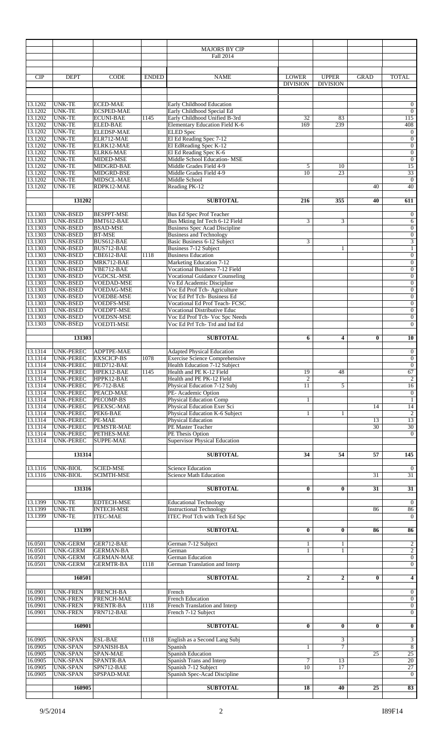MAJORS BY CIP

Fall 2014

| CIP | DEPT | CODE | ENDED | NAME | LOWER DIVISION | UPPER DIVISION | GRAD | TOTAL |
|---|---|---|---|---|---|---|---|---|
| 13.1202 | UNK-TE | ECED-MAE | | Early Childhood Education | | | | 0 |
| 13.1202 | UNK-TE | ECSPED-MAE | | Early Childhood Special Ed | | | | 0 |
| 13.1202 | UNK-TE | ECUNI-BAE | 1145 | Early Childhood Unified B-3rd | 32 | 83 | | 115 |
| 13.1202 | UNK-TE | ELED-BAE | | Elementary Education Field K-6 | 169 | 239 | | 408 |
| 13.1202 | UNK-TE | ELEDSP-MAE | | ELED Spec | | | | 0 |
| 13.1202 | UNK-TE | ELR712-MAE | | El Ed Reading Spec 7-12 | | | | 0 |
| 13.1202 | UNK-TE | ELRK12-MAE | | El EdReading Spec K-12 | | | | 0 |
| 13.1202 | UNK-TE | ELRK6-MAE | | El Ed Reading Spec K-6 | | | | 0 |
| 13.1202 | UNK-TE | MIDED-MSE | | Middle School Education- MSE | | | | 0 |
| 13.1202 | UNK-TE | MIDGRD-BAE | | Middle Grades Field 4-9 | 5 | 10 | | 15 |
| 13.1202 | UNK-TE | MIDGRD-BSE | | Middle Grades Field 4-9 | 10 | 23 | | 33 |
| 13.1202 | UNK-TE | MIDSCL-MAE | | Middle School | | | | 0 |
| 13.1202 | UNK-TE | RDPK12-MAE | | Reading PK-12 | | | 40 | 40 |
| | 131202 | | | **SUBTOTAL** | **216** | **355** | **40** | **611** |
| 13.1303 | UNK-BSED | BESPPT-MSE | | Bus Ed Spec Prof Teacher | | | | 0 |
| 13.1303 | UNK-BSED | BMT612-BAE | | Bus Mkting Inf Tech 6-12 Field | 3 | 3 | | 6 |
| 13.1303 | UNK-BSED | BSAD-MSE | | Business Spec Acad Discipline | | | | 0 |
| 13.1303 | UNK-BSED | BT-MSE | | Business and Technology | | | | 0 |
| 13.1303 | UNK-BSED | BUS612-BAE | | Basic Business 6-12 Subject | 3 | | | 3 |
| 13.1303 | UNK-BSED | BUS712-BAE | | Business 7-12 Subject | | 1 | | 1 |
| 13.1303 | UNK-BSED | CBE612-BAE | 1118 | Business Education | | | | 0 |
| 13.1303 | UNK-BSED | MRK712-BAE | | Marketing Education 7-12 | | | | 0 |
| 13.1303 | UNK-BSED | VBE712-BAE | | Vocational Business 7-12 Field | | | | 0 |
| 13.1303 | UNK-BSED | VGDCSL-MSE | | Vocational Guidance Counseling | | | | 0 |
| 13.1303 | UNK-BSED | VOEDAD-MSE | | Vo Ed Academic Discipline | | | | 0 |
| 13.1303 | UNK-BSED | VOEDAG-MSE | | Voc Ed Prof Tch- Agriculture | | | | 0 |
| 13.1303 | UNK-BSED | VOEDBE-MSE | | Voc Ed Prf Tch- Business Ed | | | | 0 |
| 13.1303 | UNK-BSED | VOEDFS-MSE | | Vocational Ed Prof Teach- FCSC | | | | 0 |
| 13.1303 | UNK-BSED | VOEDPT-MSE | | Vocational Distributive Educ | | | | 0 |
| 13.1303 | UNK-BSED | VOEDSN-MSE | | Voc Ed Prof Tch- Voc Spc Needs | | | | 0 |
| 13.1303 | UNK-BSED | VOEDTI-MSE | | Voc Ed Prf Tch- Trd and Ind Ed | | | | 0 |
| | 131303 | | | **SUBTOTAL** | **6** | **4** | **0** | **10** |
| 13.1314 | UNK-PEREC | ADPTPE-MAE | | Adapted Physical Education | | | | 0 |
| 13.1314 | UNK-PEREC | EXSCICP-BS | 1078 | Exercise Science Comprehensive | | | | 0 |
| 13.1314 | UNK-PEREC | HED712-BAE | | Health Education 7-12 Subject | | | | 0 |
| 13.1314 | UNK-PEREC | HPEK12-BAE | 1145 | Health and PE K-12 Field | 19 | 48 | | 67 |
| 13.1314 | UNK-PEREC | HPPK12-BAE | | Health and PE PK-12 Field | 2 | | | 2 |
| 13.1314 | UNK-PEREC | PE-712-BAE | | Physical Education 7-12 Subj | 11 | 5 | | 16 |
| 13.1314 | UNK-PEREC | PEACD-MAE | | PE- Academic Option | | | | 0 |
| 13.1314 | UNK-PEREC | PECOMP-BS | | Physical Education Comp | 1 | | | 1 |
| 13.1314 | UNK-PEREC | PEEXSC-MAE | | Physical Education Exer Sci | | | 14 | 14 |
| 13.1314 | UNK-PEREC | PEK6-BAE | | Physical Education K-6 Subject | 1 | 1 | | 2 |
| 13.1314 | UNK-PEREC | PE-MAE | | Physical Education | | | 13 | 13 |
| 13.1314 | UNK-PEREC | PEMSTR-MAE | | PE Master Teacher | | | 30 | 30 |
| 13.1314 | UNK-PEREC | PETHES-MAE | | PE Thesis Option | | | | 0 |
| 13.1314 | UNK-PEREC | SUPPE-MAE | | Supervisor Physical Education | | | | |
| | 131314 | | | **SUBTOTAL** | **34** | **54** | **57** | **145** |
| 13.1316 | UNK-BIOL | SCIED-MSE | | Science Education | | | | 0 |
| 13.1316 | UNK-BIOL | SCIMTH-MSE | | Science Math Education | | | 31 | 31 |
| | 131316 | | | **SUBTOTAL** | **0** | **0** | **31** | **31** |
| 13.1399 | UNK-TE | EDTECH-MSE | | Educational Technology | | | | 0 |
| 13.1399 | UNK-TE | INTECH-MSE | | Instructional Technology | | | 86 | 86 |
| 13.1399 | UNK-TE | ITEC-MAE | | ITEC Prof Tch with Tech Ed Spc | | | | 0 |
| | 131399 | | | **SUBTOTAL** | **0** | **0** | **86** | **86** |
| 16.0501 | UNK-GERM | GER712-BAE | | German 7-12 Subject | 1 | 1 | | 2 |
| 16.0501 | UNK-GERM | GERMAN-BA | | German | 1 | 1 | | 2 |
| 16.0501 | UNK-GERM | GERMAN-MAE | | German Education | | | | 0 |
| 16.0501 | UNK-GERM | GERMTR-BA | 1118 | German Translation and Interp | | | | 0 |
| | 160501 | | | **SUBTOTAL** | **2** | **2** | **0** | **4** |
| 16.0901 | UNK-FREN | FRENCH-BA | | French | | | | 0 |
| 16.0901 | UNK-FREN | FRENCH-MAE | | French Education | | | | 0 |
| 16.0901 | UNK-FREN | FRENTR-BA | 1118 | French Translation and Interp | | | | 0 |
| 16.0901 | UNK-FREN | FRN712-BAE | | French 7-12 Subject | | | | 0 |
| | 160901 | | | **SUBTOTAL** | **0** | **0** | **0** | **0** |
| 16.0905 | UNK-SPAN | ESL-BAE | 1118 | English as a Second Lang Subj | | 3 | | 3 |
| 16.0905 | UNK-SPAN | SPANISH-BA | | Spanish | 1 | 7 | | 8 |
| 16.0905 | UNK-SPAN | SPAN-MAE | | Spanish Education | | | 25 | 25 |
| 16.0905 | UNK-SPAN | SPANTR-BA | | Spanish Trans and Interp | 7 | 13 | | 20 |
| 16.0905 | UNK-SPAN | SPN712-BAE | | Spanish 7-12 Subject | 10 | 17 | | 27 |
| 16.0905 | UNK-SPAN | SPSPAD-MAE | | Spanish Spec-Acad Discipline | | | | 0 |
| | 160905 | | | **SUBTOTAL** | **18** | **40** | **25** | **83** |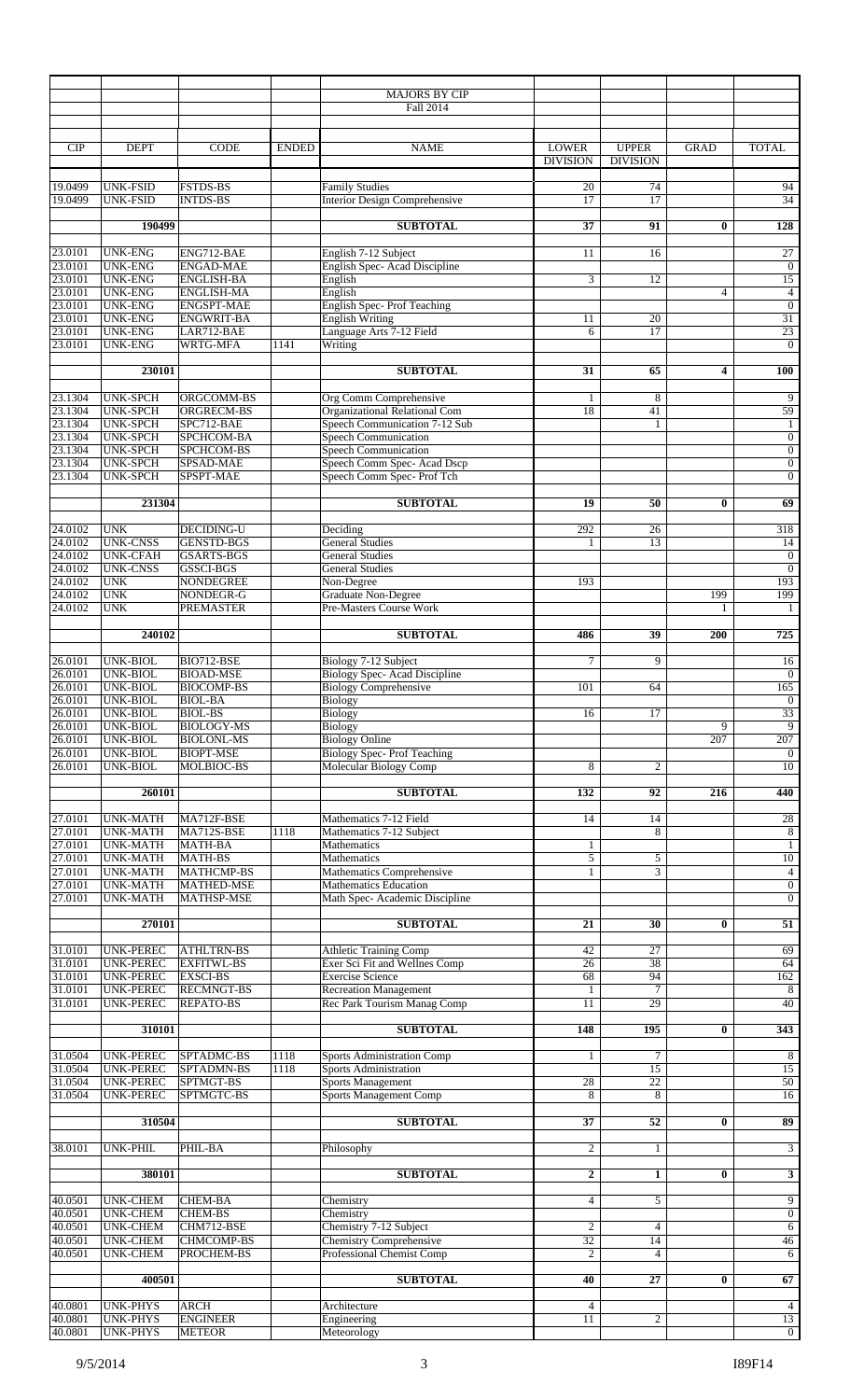# MAJORS BY CIP

## Fall 2014

| CIP | DEPT | CODE | ENDED | NAME | LOWER DIVISION | UPPER DIVISION | GRAD | TOTAL |
|---|---|---|---|---|---|---|---|---|
| 19.0499 | UNK-FSID | FSTDS-BS | | Family Studies | 20 | 74 | | 94 |
| 19.0499 | UNK-FSID | INTDS-BS | | Interior Design Comprehensive | 17 | 17 | | 34 |
| | **190499** | | | **SUBTOTAL** | **37** | **91** | **0** | **128** |
| 23.0101 | UNK-ENG | ENG712-BAE | | English 7-12 Subject | 11 | 16 | | 27 |
| 23.0101 | UNK-ENG | ENGAD-MAE | | English Spec- Acad Discipline | | | | 0 |
| 23.0101 | UNK-ENG | ENGLISH-BA | | English | 3 | 12 | | 15 |
| 23.0101 | UNK-ENG | ENGLISH-MA | | English | | | 4 | 4 |
| 23.0101 | UNK-ENG | ENGSPT-MAE | | English Spec- Prof Teaching | | | | 0 |
| 23.0101 | UNK-ENG | ENGWRIT-BA | | English Writing | 11 | 20 | | 31 |
| 23.0101 | UNK-ENG | LAR712-BAE | | Language Arts 7-12 Field | 6 | 17 | | 23 |
| 23.0101 | UNK-ENG | WRTG-MFA | 1141 | Writing | | | | 0 |
| | **230101** | | | **SUBTOTAL** | **31** | **65** | **4** | **100** |
| 23.1304 | UNK-SPCH | ORGCOMM-BS | | Org Comm Comprehensive | 1 | 8 | | 9 |
| 23.1304 | UNK-SPCH | ORGRECM-BS | | Organizational Relational Com | 18 | 41 | | 59 |
| 23.1304 | UNK-SPCH | SPC712-BAE | | Speech Communication 7-12 Sub | | 1 | | 1 |
| 23.1304 | UNK-SPCH | SPCHCOM-BA | | Speech Communication | | | | 0 |
| 23.1304 | UNK-SPCH | SPCHCOM-BS | | Speech Communication | | | | 0 |
| 23.1304 | UNK-SPCH | SPSAD-MAE | | Speech Comm Spec- Acad Dscp | | | | 0 |
| 23.1304 | UNK-SPCH | SPSPT-MAE | | Speech Comm Spec- Prof Tch | | | | 0 |
| | **231304** | | | **SUBTOTAL** | **19** | **50** | **0** | **69** |
| 24.0102 | UNK | DECIDING-U | | Deciding | 292 | 26 | | 318 |
| 24.0102 | UNK-CNSS | GENSTD-BGS | | General Studies | 1 | 13 | | 14 |
| 24.0102 | UNK-CFAH | GSARTS-BGS | | General Studies | | | | 0 |
| 24.0102 | UNK-CNSS | GSSCI-BGS | | General Studies | | | | 0 |
| 24.0102 | UNK | NONDEGREE | | Non-Degree | 193 | | | 193 |
| 24.0102 | UNK | NONDEGR-G | | Graduate Non-Degree | | | 199 | 199 |
| 24.0102 | UNK | PREMASTER | | Pre-Masters Course Work | | | 1 | 1 |
| | **240102** | | | **SUBTOTAL** | **486** | **39** | **200** | **725** |
| 26.0101 | UNK-BIOL | BIO712-BSE | | Biology 7-12 Subject | 7 | 9 | | 16 |
| 26.0101 | UNK-BIOL | BIOAD-MSE | | Biology Spec- Acad Discipline | | | | 0 |
| 26.0101 | UNK-BIOL | BIOCOMP-BS | | Biology Comprehensive | 101 | 64 | | 165 |
| 26.0101 | UNK-BIOL | BIOL-BA | | Biology | | | | 0 |
| 26.0101 | UNK-BIOL | BIOL-BS | | Biology | 16 | 17 | | 33 |
| 26.0101 | UNK-BIOL | BIOLOGY-MS | | Biology | | | 9 | 9 |
| 26.0101 | UNK-BIOL | BIOLONL-MS | | Biology Online | | | 207 | 207 |
| 26.0101 | UNK-BIOL | BIOPT-MSE | | Biology Spec- Prof Teaching | | | | 0 |
| 26.0101 | UNK-BIOL | MOLBIOC-BS | | Molecular Biology Comp | 8 | 2 | | 10 |
| | **260101** | | | **SUBTOTAL** | **132** | **92** | **216** | **440** |
| 27.0101 | UNK-MATH | MA712F-BSE | | Mathematics 7-12 Field | 14 | 14 | | 28 |
| 27.0101 | UNK-MATH | MA712S-BSE | 1118 | Mathematics 7-12 Subject | | 8 | | 8 |
| 27.0101 | UNK-MATH | MATH-BA | | Mathematics | 1 | | | 1 |
| 27.0101 | UNK-MATH | MATH-BS | | Mathematics | 5 | 5 | | 10 |
| 27.0101 | UNK-MATH | MATHCMP-BS | | Mathematics Comprehensive | 1 | 3 | | 4 |
| 27.0101 | UNK-MATH | MATHED-MSE | | Mathematics Education | | | | 0 |
| 27.0101 | UNK-MATH | MATHSP-MSE | | Math Spec- Academic Discipline | | | | 0 |
| | **270101** | | | **SUBTOTAL** | **21** | **30** | **0** | **51** |
| 31.0101 | UNK-PEREC | ATHLTRN-BS | | Athletic Training Comp | 42 | 27 | | 69 |
| 31.0101 | UNK-PEREC | EXFITWL-BS | | Exer Sci Fit and Wellnes Comp | 26 | 38 | | 64 |
| 31.0101 | UNK-PEREC | EXSCI-BS | | Exercise Science | 68 | 94 | | 162 |
| 31.0101 | UNK-PEREC | RECMNGT-BS | | Recreation Management | 1 | 7 | | 8 |
| 31.0101 | UNK-PEREC | REPATO-BS | | Rec Park Tourism Manag Comp | 11 | 29 | | 40 |
| | **310101** | | | **SUBTOTAL** | **148** | **195** | **0** | **343** |
| 31.0504 | UNK-PEREC | SPTADMC-BS | 1118 | Sports Administration Comp | 1 | 7 | | 8 |
| 31.0504 | UNK-PEREC | SPTADMN-BS | 1118 | Sports Administration | | 15 | | 15 |
| 31.0504 | UNK-PEREC | SPTMGT-BS | | Sports Management | 28 | 22 | | 50 |
| 31.0504 | UNK-PEREC | SPTMGTC-BS | | Sports Management Comp | 8 | 8 | | 16 |
| | **310504** | | | **SUBTOTAL** | **37** | **52** | **0** | **89** |
| 38.0101 | UNK-PHIL | PHIL-BA | | Philosophy | 2 | 1 | | 3 |
| | **380101** | | | **SUBTOTAL** | **2** | **1** | **0** | **3** |
| 40.0501 | UNK-CHEM | CHEM-BA | | Chemistry | 4 | 5 | | 9 |
| 40.0501 | UNK-CHEM | CHEM-BS | | Chemistry | | | | 0 |
| 40.0501 | UNK-CHEM | CHM712-BSE | | Chemistry 7-12 Subject | 2 | 4 | | 6 |
| 40.0501 | UNK-CHEM | CHMCOMP-BS | | Chemistry Comprehensive | 32 | 14 | | 46 |
| 40.0501 | UNK-CHEM | PROCHEM-BS | | Professional Chemist Comp | 2 | 4 | | 6 |
| | **400501** | | | **SUBTOTAL** | **40** | **27** | **0** | **67** |
| 40.0801 | UNK-PHYS | ARCH | | Architecture | 4 | | | 4 |
| 40.0801 | UNK-PHYS | ENGINEER | | Engineering | 11 | 2 | | 13 |
| 40.0801 | UNK-PHYS | METEOR | | Meteorology | | | | 0 |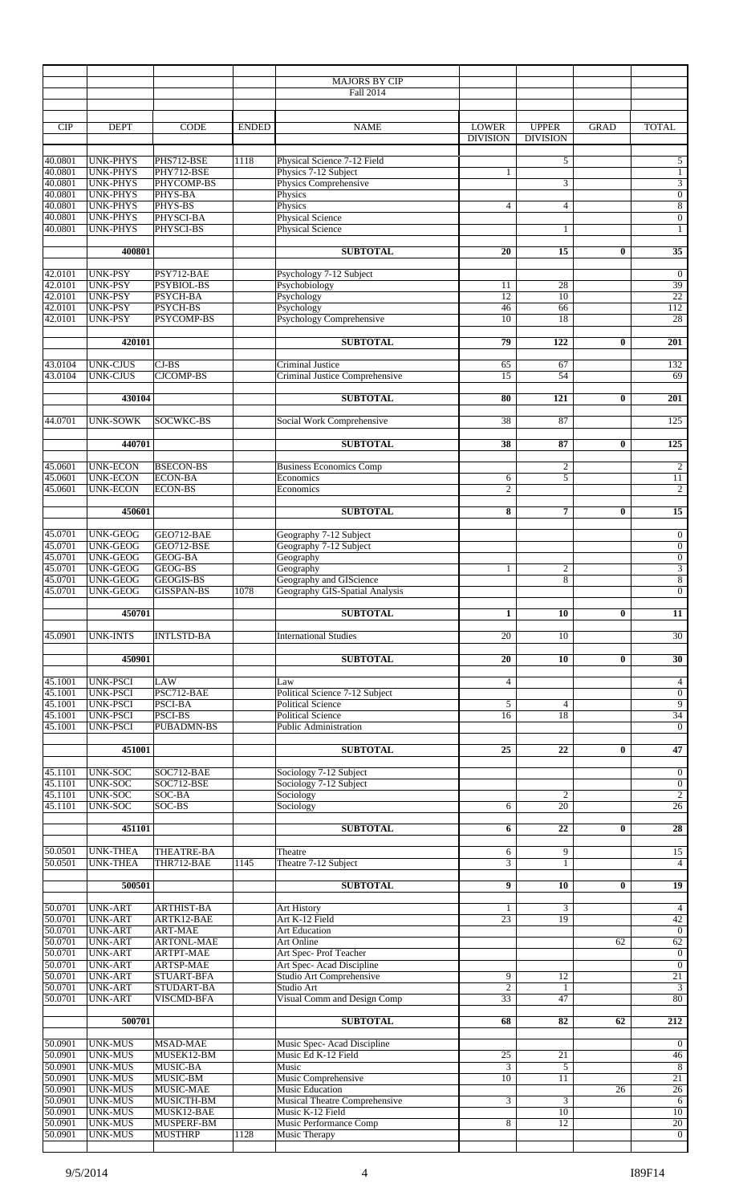# MAJORS BY CIP

## Fall 2014

| CIP | DEPT | CODE | ENDED | NAME | LOWER DIVISION | UPPER DIVISION | GRAD | TOTAL |
|---|---|---|---|---|---|---|---|---|
| 40.0801 | UNK-PHYS | PHS712-BSE | 1118 | Physical Science 7-12 Field | | 5 | | 5 |
| 40.0801 | UNK-PHYS | PHY712-BSE | | Physics 7-12 Subject | 1 | | | 1 |
| 40.0801 | UNK-PHYS | PHYCOMP-BS | | Physics Comprehensive | | 3 | | 3 |
| 40.0801 | UNK-PHYS | PHYS-BA | | Physics | | | | 0 |
| 40.0801 | UNK-PHYS | PHYS-BS | | Physics | 4 | 4 | | 8 |
| 40.0801 | UNK-PHYS | PHYSCI-BA | | Physical Science | | | | 0 |
| 40.0801 | UNK-PHYS | PHYSCI-BS | | Physical Science | | 1 | | 1 |
| | **400801** | | | **SUBTOTAL** | **20** | **15** | **0** | **35** |
| 42.0101 | UNK-PSY | PSY712-BAE | | Psychology 7-12 Subject | | | | 0 |
| 42.0101 | UNK-PSY | PSYBIOL-BS | | Psychobiology | 11 | 28 | | 39 |
| 42.0101 | UNK-PSY | PSYCH-BA | | Psychology | 12 | 10 | | 22 |
| 42.0101 | UNK-PSY | PSYCH-BS | | Psychology | 46 | 66 | | 112 |
| 42.0101 | UNK-PSY | PSYCOMP-BS | | Psychology Comprehensive | 10 | 18 | | 28 |
| | **420101** | | | **SUBTOTAL** | **79** | **122** | **0** | **201** |
| 43.0104 | UNK-CJUS | CJ-BS | | Criminal Justice | 65 | 67 | | 132 |
| 43.0104 | UNK-CJUS | CJCOMP-BS | | Criminal Justice Comprehensive | 15 | 54 | | 69 |
| | **430104** | | | **SUBTOTAL** | **80** | **121** | **0** | **201** |
| 44.0701 | UNK-SOWK | SOCWKC-BS | | Social Work Comprehensive | 38 | 87 | | 125 |
| | **440701** | | | **SUBTOTAL** | **38** | **87** | **0** | **125** |
| 45.0601 | UNK-ECON | BSECON-BS | | Business Economics Comp | | 2 | | 2 |
| 45.0601 | UNK-ECON | ECON-BA | | Economics | 6 | 5 | | 11 |
| 45.0601 | UNK-ECON | ECON-BS | | Economics | 2 | | | 2 |
| | **450601** | | | **SUBTOTAL** | **8** | **7** | **0** | **15** |
| 45.0701 | UNK-GEOG | GEO712-BAE | | Geography 7-12 Subject | | | | 0 |
| 45.0701 | UNK-GEOG | GEO712-BSE | | Geography 7-12 Subject | | | | 0 |
| 45.0701 | UNK-GEOG | GEOG-BA | | Geography | | | | 0 |
| 45.0701 | UNK-GEOG | GEOG-BS | | Geography | 1 | 2 | | 3 |
| 45.0701 | UNK-GEOG | GEOGIS-BS | | Geography and GIScience | | 8 | | 8 |
| 45.0701 | UNK-GEOG | GISSPAN-BS | 1078 | Geography GIS-Spatial Analysis | | | | 0 |
| | **450701** | | | **SUBTOTAL** | **1** | **10** | **0** | **11** |
| 45.0901 | UNK-INTS | INTLSTD-BA | | International Studies | 20 | 10 | | 30 |
| | **450901** | | | **SUBTOTAL** | **20** | **10** | **0** | **30** |
| 45.1001 | UNK-PSCI | LAW | | Law | 4 | | | 4 |
| 45.1001 | UNK-PSCI | PSC712-BAE | | Political Science 7-12 Subject | | | | 0 |
| 45.1001 | UNK-PSCI | PSCI-BA | | Political Science | 5 | 4 | | 9 |
| 45.1001 | UNK-PSCI | PSCI-BS | | Political Science | 16 | 18 | | 34 |
| 45.1001 | UNK-PSCI | PUBADMN-BS | | Public Administration | | | | 0 |
| | **451001** | | | **SUBTOTAL** | **25** | **22** | **0** | **47** |
| 45.1101 | UNK-SOC | SOC712-BAE | | Sociology 7-12 Subject | | | | 0 |
| 45.1101 | UNK-SOC | SOC712-BSE | | Sociology 7-12 Subject | | | | 0 |
| 45.1101 | UNK-SOC | SOC-BA | | Sociology | | 2 | | 2 |
| 45.1101 | UNK-SOC | SOC-BS | | Sociology | 6 | 20 | | 26 |
| | **451101** | | | **SUBTOTAL** | **6** | **22** | **0** | **28** |
| 50.0501 | UNK-THEA | THEATRE-BA | | Theatre | 6 | 9 | | 15 |
| 50.0501 | UNK-THEA | THR712-BAE | 1145 | Theatre 7-12 Subject | 3 | 1 | | 4 |
| | **500501** | | | **SUBTOTAL** | **9** | **10** | **0** | **19** |
| 50.0701 | UNK-ART | ARTHIST-BA | | Art History | 1 | 3 | | 4 |
| 50.0701 | UNK-ART | ARTK12-BAE | | Art K-12 Field | 23 | 19 | | 42 |
| 50.0701 | UNK-ART | ART-MAE | | Art Education | | | | 0 |
| 50.0701 | UNK-ART | ARTONL-MAE | | Art Online | | | 62 | 62 |
| 50.0701 | UNK-ART | ARTPT-MAE | | Art Spec- Prof Teacher | | | | 0 |
| 50.0701 | UNK-ART | ARTSP-MAE | | Art Spec- Acad Discipline | | | | 0 |
| 50.0701 | UNK-ART | STUART-BFA | | Studio Art Comprehensive | 9 | 12 | | 21 |
| 50.0701 | UNK-ART | STUDART-BA | | Studio Art | 2 | 1 | | 3 |
| 50.0701 | UNK-ART | VISCMD-BFA | | Visual Comm and Design Comp | 33 | 47 | | 80 |
| | **500701** | | | **SUBTOTAL** | **68** | **82** | **62** | **212** |
| 50.0901 | UNK-MUS | MSAD-MAE | | Music Spec- Acad Discipline | | | | 0 |
| 50.0901 | UNK-MUS | MUSEK12-BM | | Music Ed K-12 Field | 25 | 21 | | 46 |
| 50.0901 | UNK-MUS | MUSIC-BA | | Music | 3 | 5 | | 8 |
| 50.0901 | UNK-MUS | MUSIC-BM | | Music Comprehensive | 10 | 11 | | 21 |
| 50.0901 | UNK-MUS | MUSIC-MAE | | Music Education | | | 26 | 26 |
| 50.0901 | UNK-MUS | MUSICTH-BM | | Musical Theatre Comprehensive | 3 | 3 | | 6 |
| 50.0901 | UNK-MUS | MUSK12-BAE | | Music K-12 Field | | 10 | | 10 |
| 50.0901 | UNK-MUS | MUSPERF-BM | | Music Performance Comp | 8 | 12 | | 20 |
| 50.0901 | UNK-MUS | MUSTHRP | 1128 | Music Therapy | | | | 0 |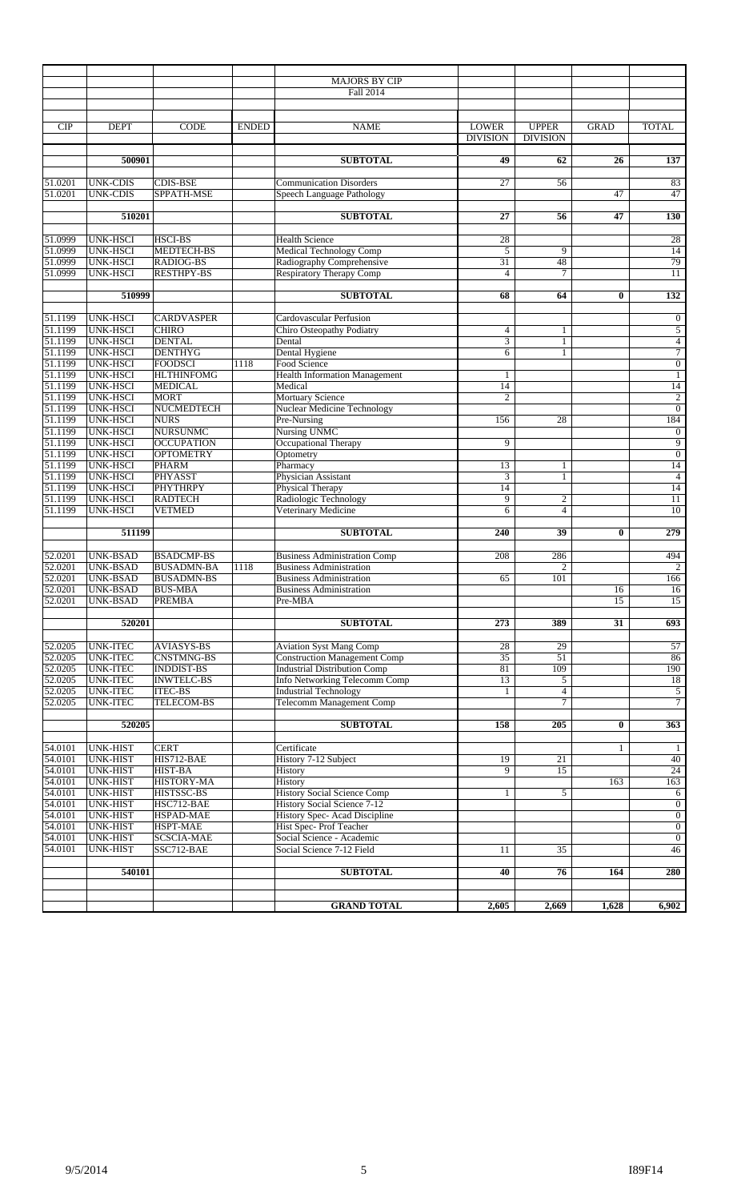**MAJORS BY CIP**

**Fall 2014**

| CIP | DEPT | CODE | ENDED | NAME | LOWER DIVISION | UPPER DIVISION | GRAD | TOTAL |
|---|---|---|---|---|---|---|---|---|
| | **500901** | | | **SUBTOTAL** | **49** | **62** | **26** | **137** |
| 51.0201 | UNK-CDIS | CDIS-BSE | | Communication Disorders | 27 | 56 | | 83 |
| 51.0201 | UNK-CDIS | SPPATH-MSE | | Speech Language Pathology | | | 47 | 47 |
| | **510201** | | | **SUBTOTAL** | **27** | **56** | **47** | **130** |
| 51.0999 | UNK-HSCI | HSCI-BS | | Health Science | 28 | | | 28 |
| 51.0999 | UNK-HSCI | MEDTECH-BS | | Medical Technology Comp | 5 | 9 | | 14 |
| 51.0999 | UNK-HSCI | RADIOG-BS | | Radiography Comprehensive | 31 | 48 | | 79 |
| 51.0999 | UNK-HSCI | RESTHPY-BS | | Respiratory Therapy Comp | 4 | 7 | | 11 |
| | **510999** | | | **SUBTOTAL** | **68** | **64** | **0** | **132** |
| 51.1199 | UNK-HSCI | CARDVASPER | | Cardovascular Perfusion | | | | 0 |
| 51.1199 | UNK-HSCI | CHIRO | | Chiro Osteopathy Podiatry | 4 | 1 | | 5 |
| 51.1199 | UNK-HSCI | DENTAL | | Dental | 3 | 1 | | 4 |
| 51.1199 | UNK-HSCI | DENTHYG | | Dental Hygiene | 6 | 1 | | 7 |
| 51.1199 | UNK-HSCI | FOODSCI | 1118 | Food Science | | | | 0 |
| 51.1199 | UNK-HSCI | HLTHINFOMG | | Health Information Management | 1 | | | 1 |
| 51.1199 | UNK-HSCI | MEDICAL | | Medical | 14 | | | 14 |
| 51.1199 | UNK-HSCI | MORT | | Mortuary Science | 2 | | | 2 |
| 51.1199 | UNK-HSCI | NUCMEDTECH | | Nuclear Medicine Technology | | | | 0 |
| 51.1199 | UNK-HSCI | NURS | | Pre-Nursing | 156 | 28 | | 184 |
| 51.1199 | UNK-HSCI | NURSUNMC | | Nursing UNMC | | | | 0 |
| 51.1199 | UNK-HSCI | OCCUPATION | | Occupational Therapy | 9 | | | 9 |
| 51.1199 | UNK-HSCI | OPTOMETRY | | Optometry | | | | 0 |
| 51.1199 | UNK-HSCI | PHARM | | Pharmacy | 13 | 1 | | 14 |
| 51.1199 | UNK-HSCI | PHYASST | | Physician Assistant | 3 | 1 | | 4 |
| 51.1199 | UNK-HSCI | PHYTHRPY | | Physical Therapy | 14 | | | 14 |
| 51.1199 | UNK-HSCI | RADTECH | | Radiologic Technology | 9 | 2 | | 11 |
| 51.1199 | UNK-HSCI | VETMED | | Veterinary Medicine | 6 | 4 | | 10 |
| | **511199** | | | **SUBTOTAL** | **240** | **39** | **0** | **279** |
| 52.0201 | UNK-BSAD | BSADCMP-BS | | Business Administration Comp | 208 | 286 | | 494 |
| 52.0201 | UNK-BSAD | BUSADMN-BA | 1118 | Business Administration | | 2 | | 2 |
| 52.0201 | UNK-BSAD | BUSADMN-BS | | Business Administration | 65 | 101 | | 166 |
| 52.0201 | UNK-BSAD | BUS-MBA | | Business Administration | | | 16 | 16 |
| 52.0201 | UNK-BSAD | PREMBA | | Pre-MBA | | | 15 | 15 |
| | **520201** | | | **SUBTOTAL** | **273** | **389** | **31** | **693** |
| 52.0205 | UNK-ITEC | AVIASYS-BS | | Aviation Syst Mang Comp | 28 | 29 | | 57 |
| 52.0205 | UNK-ITEC | CNSTMNG-BS | | Construction Management Comp | 35 | 51 | | 86 |
| 52.0205 | UNK-ITEC | INDDIST-BS | | Industrial Distribution Comp | 81 | 109 | | 190 |
| 52.0205 | UNK-ITEC | INWTELC-BS | | Info Networking Telecomm Comp | 13 | 5 | | 18 |
| 52.0205 | UNK-ITEC | ITEC-BS | | Industrial Technology | 1 | 4 | | 5 |
| 52.0205 | UNK-ITEC | TELECOM-BS | | Telecomm Management Comp | | 7 | | 7 |
| | **520205** | | | **SUBTOTAL** | **158** | **205** | **0** | **363** |
| 54.0101 | UNK-HIST | CERT | | Certificate | | | 1 | 1 |
| 54.0101 | UNK-HIST | HIS712-BAE | | History 7-12 Subject | 19 | 21 | | 40 |
| 54.0101 | UNK-HIST | HIST-BA | | History | 9 | 15 | | 24 |
| 54.0101 | UNK-HIST | HISTORY-MA | | History | | | 163 | 163 |
| 54.0101 | UNK-HIST | HISTSSC-BS | | History Social Science Comp | 1 | 5 | | 6 |
| 54.0101 | UNK-HIST | HSC712-BAE | | History Social Science 7-12 | | | | 0 |
| 54.0101 | UNK-HIST | HSPAD-MAE | | History Spec- Acad Discipline | | | | 0 |
| 54.0101 | UNK-HIST | HSPT-MAE | | Hist Spec- Prof Teacher | | | | 0 |
| 54.0101 | UNK-HIST | SCSCIA-MAE | | Social Science - Academic | | | | 0 |
| 54.0101 | UNK-HIST | SSC712-BAE | | Social Science 7-12 Field | 11 | 35 | | 46 |
| | **540101** | | | **SUBTOTAL** | **40** | **76** | **164** | **280** |
| | | | | **GRAND TOTAL** | **2,605** | **2,669** | **1,628** | **6,902** |

9/5/2014 I89F14